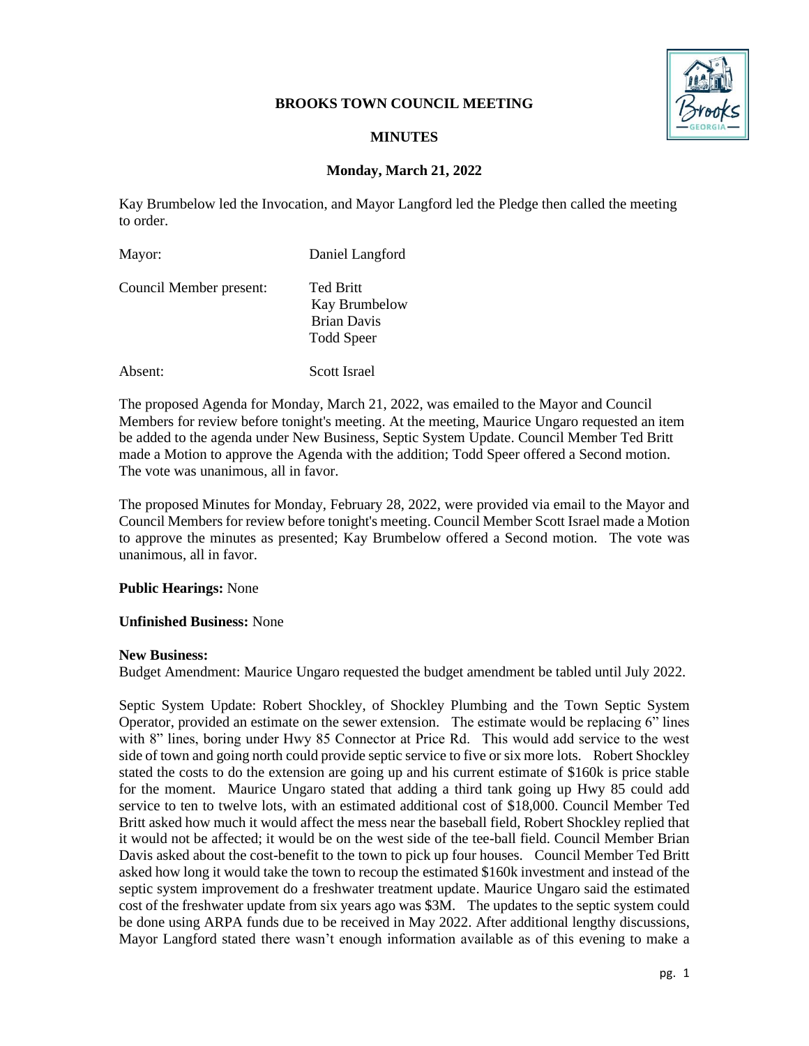**BROOKS TOWN COUNCIL MEETING**

**MINUTES**

**Monday, March 21, 2022**

Kay Brumbelow led the Invocation, and Mayor Langford led the Pledge then called the meeting to order.

Mayor: Daniel Langford

Council Member present: Ted Britt
Kay Brumbelow
Brian Davis
Todd Speer

Absent: Scott Israel

The proposed Agenda for Monday, March 21, 2022, was emailed to the Mayor and Council Members for review before tonight's meeting. At the meeting, Maurice Ungaro requested an item be added to the agenda under New Business, Septic System Update. Council Member Ted Britt made a Motion to approve the Agenda with the addition; Todd Speer offered a Second motion. The vote was unanimous, all in favor.

The proposed Minutes for Monday, February 28, 2022, were provided via email to the Mayor and Council Members for review before tonight's meeting. Council Member Scott Israel made a Motion to approve the minutes as presented; Kay Brumbelow offered a Second motion. The vote was unanimous, all in favor.

**Public Hearings:** None

**Unfinished Business:** None

**New Business:**
Budget Amendment: Maurice Ungaro requested the budget amendment be tabled until July 2022.

Septic System Update: Robert Shockley, of Shockley Plumbing and the Town Septic System Operator, provided an estimate on the sewer extension. The estimate would be replacing 6" lines with 8" lines, boring under Hwy 85 Connector at Price Rd. This would add service to the west side of town and going north could provide septic service to five or six more lots. Robert Shockley stated the costs to do the extension are going up and his current estimate of $160k is price stable for the moment. Maurice Ungaro stated that adding a third tank going up Hwy 85 could add service to ten to twelve lots, with an estimated additional cost of $18,000. Council Member Ted Britt asked how much it would affect the mess near the baseball field, Robert Shockley replied that it would not be affected; it would be on the west side of the tee-ball field. Council Member Brian Davis asked about the cost-benefit to the town to pick up four houses. Council Member Ted Britt asked how long it would take the town to recoup the estimated $160k investment and instead of the septic system improvement do a freshwater treatment update. Maurice Ungaro said the estimated cost of the freshwater update from six years ago was $3M. The updates to the septic system could be done using ARPA funds due to be received in May 2022. After additional lengthy discussions, Mayor Langford stated there wasn't enough information available as of this evening to make a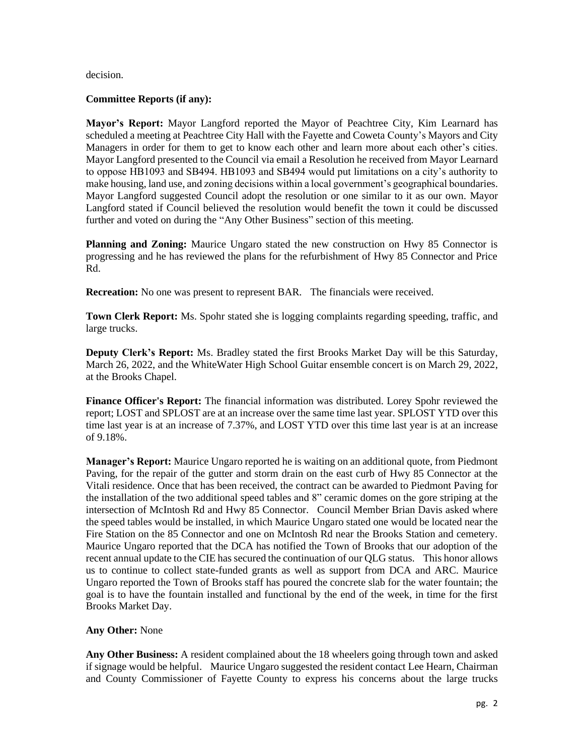decision.

**Committee Reports (if any):**

**Mayor's Report:** Mayor Langford reported the Mayor of Peachtree City, Kim Learnard has scheduled a meeting at Peachtree City Hall with the Fayette and Coweta County's Mayors and City Managers in order for them to get to know each other and learn more about each other's cities. Mayor Langford presented to the Council via email a Resolution he received from Mayor Learnard to oppose HB1093 and SB494. HB1093 and SB494 would put limitations on a city's authority to make housing, land use, and zoning decisions within a local government's geographical boundaries. Mayor Langford suggested Council adopt the resolution or one similar to it as our own. Mayor Langford stated if Council believed the resolution would benefit the town it could be discussed further and voted on during the "Any Other Business" section of this meeting.

**Planning and Zoning:** Maurice Ungaro stated the new construction on Hwy 85 Connector is progressing and he has reviewed the plans for the refurbishment of Hwy 85 Connector and Price Rd.

**Recreation:** No one was present to represent BAR. The financials were received.

**Town Clerk Report:** Ms. Spohr stated she is logging complaints regarding speeding, traffic, and large trucks.

**Deputy Clerk's Report:** Ms. Bradley stated the first Brooks Market Day will be this Saturday, March 26, 2022, and the WhiteWater High School Guitar ensemble concert is on March 29, 2022, at the Brooks Chapel.

**Finance Officer's Report:** The financial information was distributed. Lorey Spohr reviewed the report; LOST and SPLOST are at an increase over the same time last year. SPLOST YTD over this time last year is at an increase of 7.37%, and LOST YTD over this time last year is at an increase of 9.18%.

**Manager's Report:** Maurice Ungaro reported he is waiting on an additional quote, from Piedmont Paving, for the repair of the gutter and storm drain on the east curb of Hwy 85 Connector at the Vitali residence. Once that has been received, the contract can be awarded to Piedmont Paving for the installation of the two additional speed tables and 8" ceramic domes on the gore striping at the intersection of McIntosh Rd and Hwy 85 Connector. Council Member Brian Davis asked where the speed tables would be installed, in which Maurice Ungaro stated one would be located near the Fire Station on the 85 Connector and one on McIntosh Rd near the Brooks Station and cemetery. Maurice Ungaro reported that the DCA has notified the Town of Brooks that our adoption of the recent annual update to the CIE has secured the continuation of our QLG status. This honor allows us to continue to collect state-funded grants as well as support from DCA and ARC. Maurice Ungaro reported the Town of Brooks staff has poured the concrete slab for the water fountain; the goal is to have the fountain installed and functional by the end of the week, in time for the first Brooks Market Day.

**Any Other:** None

**Any Other Business:** A resident complained about the 18 wheelers going through town and asked if signage would be helpful. Maurice Ungaro suggested the resident contact Lee Hearn, Chairman and County Commissioner of Fayette County to express his concerns about the large trucks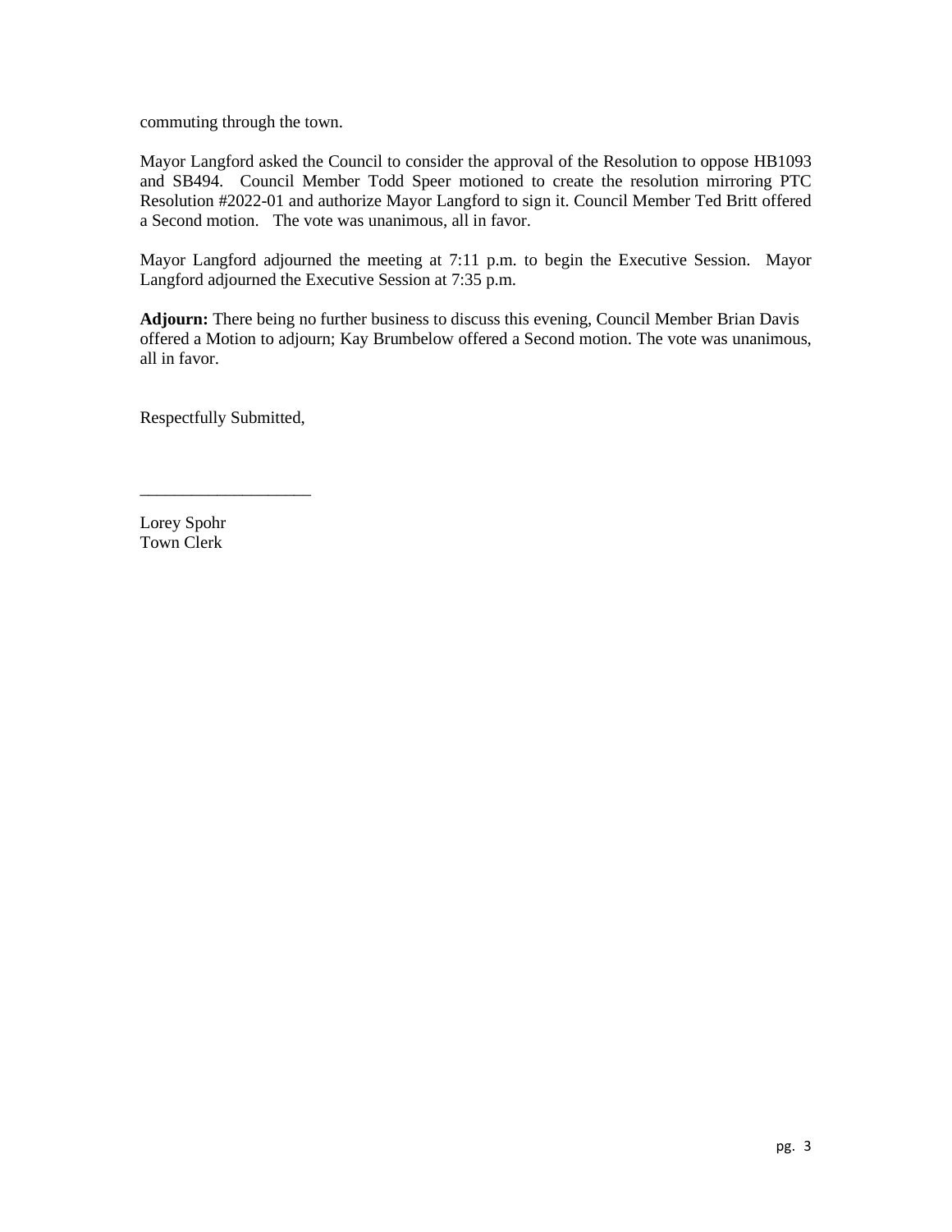commuting through the town.

Mayor Langford asked the Council to consider the approval of the Resolution to oppose HB1093 and SB494. Council Member Todd Speer motioned to create the resolution mirroring PTC Resolution #2022-01 and authorize Mayor Langford to sign it. Council Member Ted Britt offered a Second motion. The vote was unanimous, all in favor.

Mayor Langford adjourned the meeting at 7:11 p.m. to begin the Executive Session. Mayor Langford adjourned the Executive Session at 7:35 p.m.

**Adjourn:** There being no further business to discuss this evening, Council Member Brian Davis offered a Motion to adjourn; Kay Brumbelow offered a Second motion. The vote was unanimous, all in favor.

Respectfully Submitted,

____________________

Lorey Spohr
Town Clerk